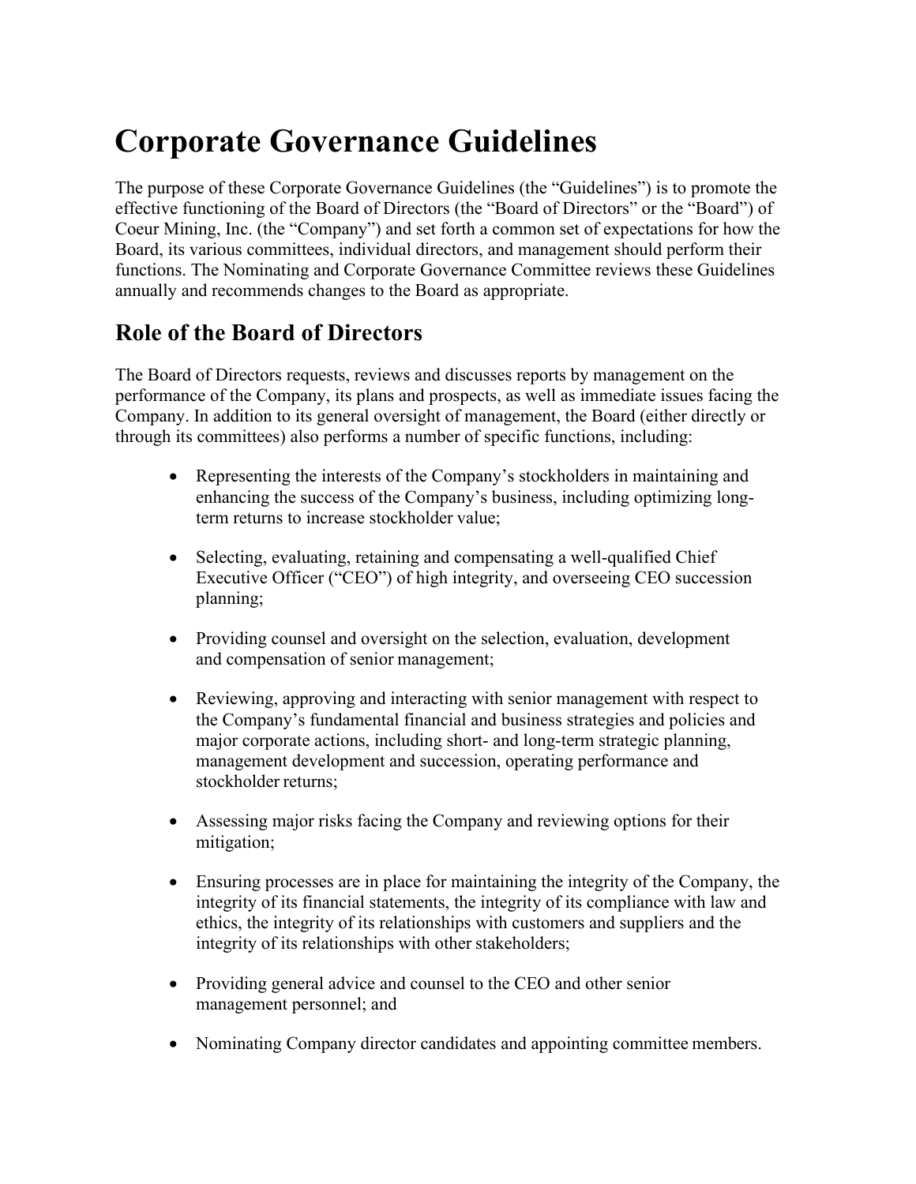# Corporate Governance Guidelines

The purpose of these Corporate Governance Guidelines (the "Guidelines") is to promote the effective functioning of the Board of Directors (the "Board of Directors" or the "Board") of Coeur Mining, Inc. (the "Company") and set forth a common set of expectations for how the Board, its various committees, individual directors, and management should perform their functions. The Nominating and Corporate Governance Committee reviews these Guidelines annually and recommends changes to the Board as appropriate.

## Role of the Board of Directors

The Board of Directors requests, reviews and discusses reports by management on the performance of the Company, its plans and prospects, as well as immediate issues facing the Company. In addition to its general oversight of management, the Board (either directly or through its committees) also performs a number of specific functions, including:

- Representing the interests of the Company's stockholders in maintaining and enhancing the success of the Company's business, including optimizing long-term returns to increase stockholder value;
- Selecting, evaluating, retaining and compensating a well-qualified Chief Executive Officer ("CEO") of high integrity, and overseeing CEO succession planning;
- Providing counsel and oversight on the selection, evaluation, development and compensation of senior management;
- Reviewing, approving and interacting with senior management with respect to the Company's fundamental financial and business strategies and policies and major corporate actions, including short- and long-term strategic planning, management development and succession, operating performance and stockholder returns;
- Assessing major risks facing the Company and reviewing options for their mitigation;
- Ensuring processes are in place for maintaining the integrity of the Company, the integrity of its financial statements, the integrity of its compliance with law and ethics, the integrity of its relationships with customers and suppliers and the integrity of its relationships with other stakeholders;
- Providing general advice and counsel to the CEO and other senior management personnel; and
- Nominating Company director candidates and appointing committee members.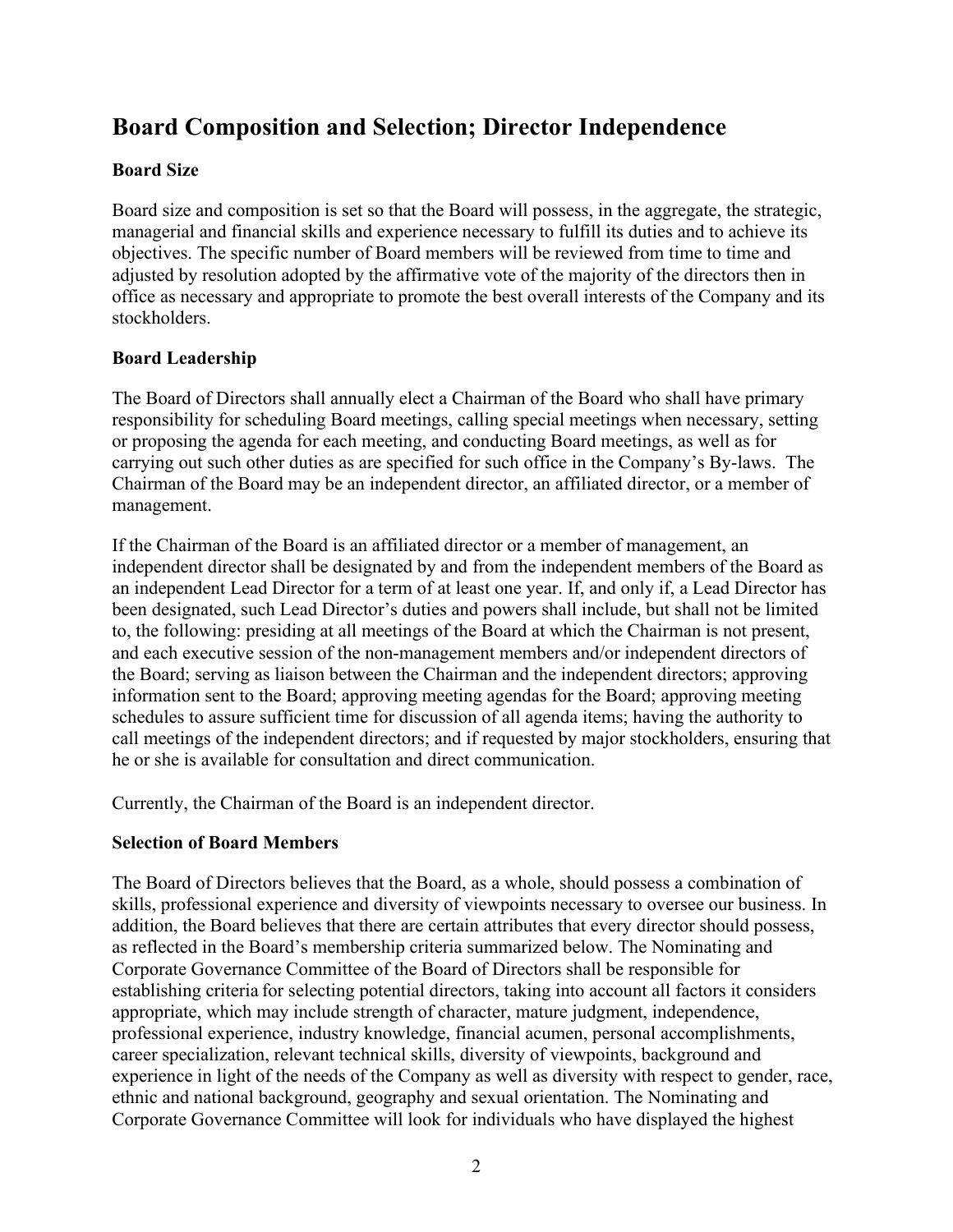## Board Composition and Selection; Director Independence

### Board Size

Board size and composition is set so that the Board will possess, in the aggregate, the strategic, managerial and financial skills and experience necessary to fulfill its duties and to achieve its objectives. The specific number of Board members will be reviewed from time to time and adjusted by resolution adopted by the affirmative vote of the majority of the directors then in office as necessary and appropriate to promote the best overall interests of the Company and its stockholders.

### Board Leadership

The Board of Directors shall annually elect a Chairman of the Board who shall have primary responsibility for scheduling Board meetings, calling special meetings when necessary, setting or proposing the agenda for each meeting, and conducting Board meetings, as well as for carrying out such other duties as are specified for such office in the Company's By-laws. The Chairman of the Board may be an independent director, an affiliated director, or a member of management.

If the Chairman of the Board is an affiliated director or a member of management, an independent director shall be designated by and from the independent members of the Board as an independent Lead Director for a term of at least one year. If, and only if, a Lead Director has been designated, such Lead Director's duties and powers shall include, but shall not be limited to, the following: presiding at all meetings of the Board at which the Chairman is not present, and each executive session of the non-management members and/or independent directors of the Board; serving as liaison between the Chairman and the independent directors; approving information sent to the Board; approving meeting agendas for the Board; approving meeting schedules to assure sufficient time for discussion of all agenda items; having the authority to call meetings of the independent directors; and if requested by major stockholders, ensuring that he or she is available for consultation and direct communication.

Currently, the Chairman of the Board is an independent director.

### Selection of Board Members

The Board of Directors believes that the Board, as a whole, should possess a combination of skills, professional experience and diversity of viewpoints necessary to oversee our business. In addition, the Board believes that there are certain attributes that every director should possess, as reflected in the Board's membership criteria summarized below. The Nominating and Corporate Governance Committee of the Board of Directors shall be responsible for establishing criteria for selecting potential directors, taking into account all factors it considers appropriate, which may include strength of character, mature judgment, independence, professional experience, industry knowledge, financial acumen, personal accomplishments, career specialization, relevant technical skills, diversity of viewpoints, background and experience in light of the needs of the Company as well as diversity with respect to gender, race, ethnic and national background, geography and sexual orientation. The Nominating and Corporate Governance Committee will look for individuals who have displayed the highest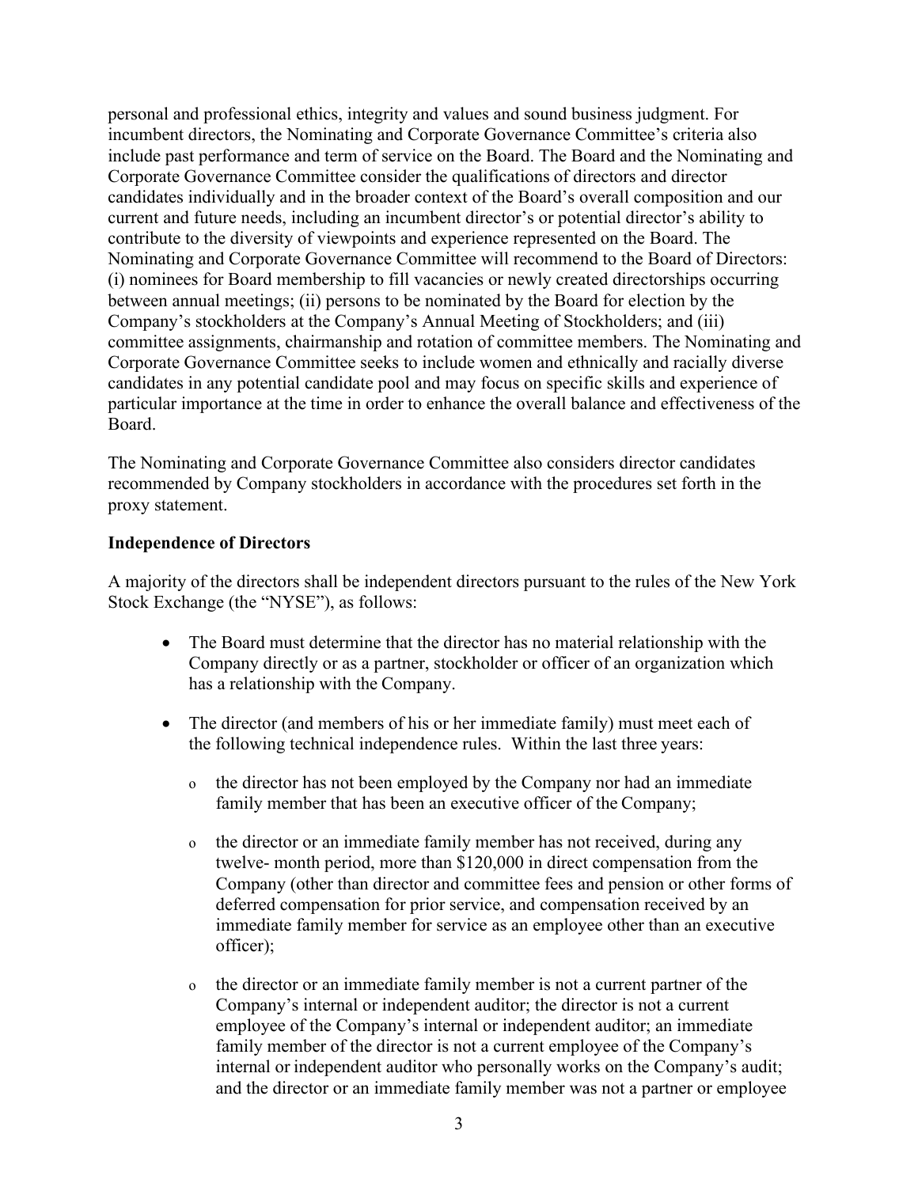personal and professional ethics, integrity and values and sound business judgment. For incumbent directors, the Nominating and Corporate Governance Committee's criteria also include past performance and term of service on the Board. The Board and the Nominating and Corporate Governance Committee consider the qualifications of directors and director candidates individually and in the broader context of the Board's overall composition and our current and future needs, including an incumbent director's or potential director's ability to contribute to the diversity of viewpoints and experience represented on the Board. The Nominating and Corporate Governance Committee will recommend to the Board of Directors: (i) nominees for Board membership to fill vacancies or newly created directorships occurring between annual meetings; (ii) persons to be nominated by the Board for election by the Company's stockholders at the Company's Annual Meeting of Stockholders; and (iii) committee assignments, chairmanship and rotation of committee members. The Nominating and Corporate Governance Committee seeks to include women and ethnically and racially diverse candidates in any potential candidate pool and may focus on specific skills and experience of particular importance at the time in order to enhance the overall balance and effectiveness of the Board.

The Nominating and Corporate Governance Committee also considers director candidates recommended by Company stockholders in accordance with the procedures set forth in the proxy statement.

**Independence of Directors**

A majority of the directors shall be independent directors pursuant to the rules of the New York Stock Exchange (the "NYSE"), as follows:

- The Board must determine that the director has no material relationship with the Company directly or as a partner, stockholder or officer of an organization which has a relationship with the Company.
- The director (and members of his or her immediate family) must meet each of the following technical independence rules. Within the last three years:
    - the director has not been employed by the Company nor had an immediate family member that has been an executive officer of the Company;
    - the director or an immediate family member has not received, during any twelve- month period, more than $120,000 in direct compensation from the Company (other than director and committee fees and pension or other forms of deferred compensation for prior service, and compensation received by an immediate family member for service as an employee other than an executive officer);
    - the director or an immediate family member is not a current partner of the Company's internal or independent auditor; the director is not a current employee of the Company's internal or independent auditor; an immediate family member of the director is not a current employee of the Company's internal or independent auditor who personally works on the Company's audit; and the director or an immediate family member was not a partner or employee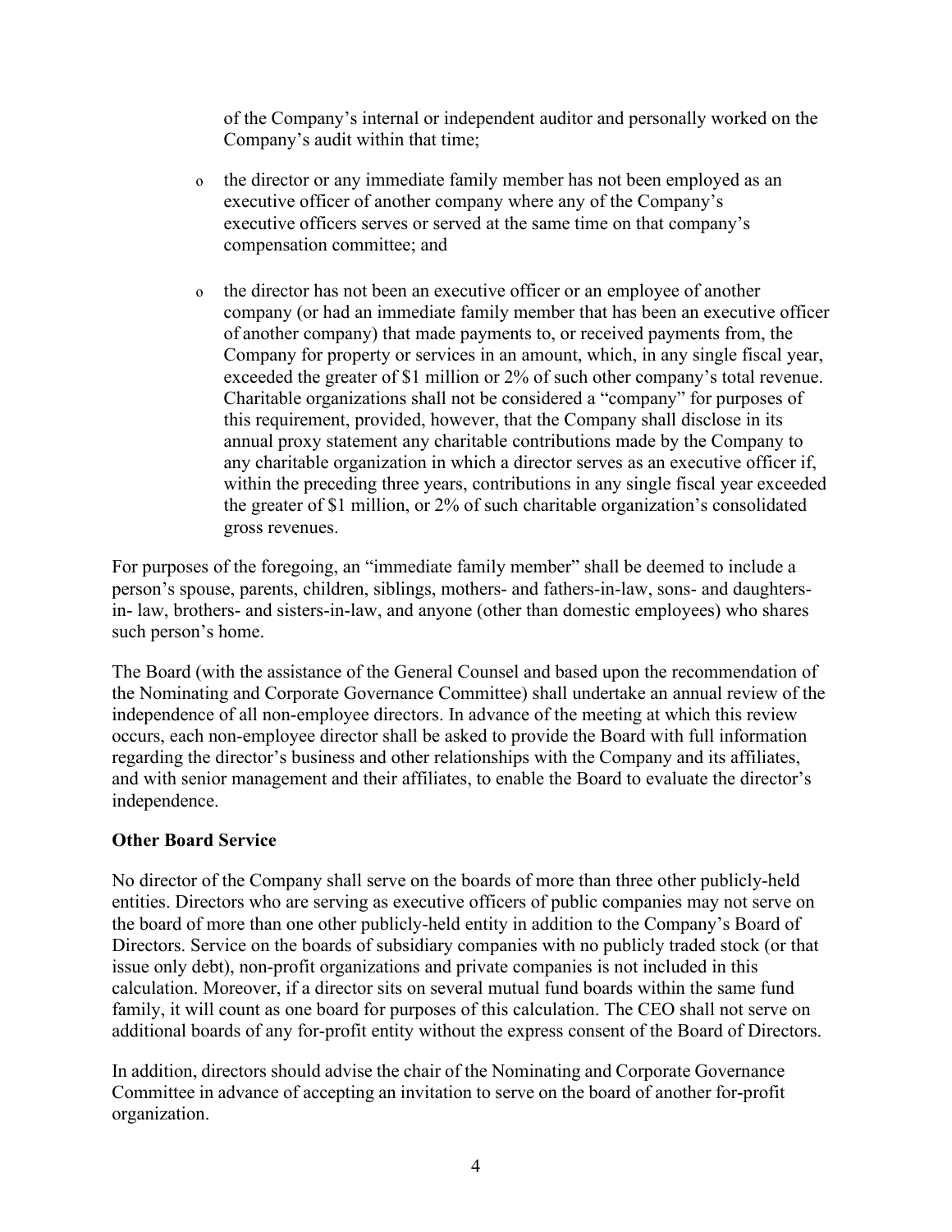of the Company's internal or independent auditor and personally worked on the Company's audit within that time;

- the director or any immediate family member has not been employed as an executive officer of another company where any of the Company's executive officers serves or served at the same time on that company's compensation committee; and

- the director has not been an executive officer or an employee of another company (or had an immediate family member that has been an executive officer of another company) that made payments to, or received payments from, the Company for property or services in an amount, which, in any single fiscal year, exceeded the greater of $1 million or 2% of such other company's total revenue. Charitable organizations shall not be considered a "company" for purposes of this requirement, provided, however, that the Company shall disclose in its annual proxy statement any charitable contributions made by the Company to any charitable organization in which a director serves as an executive officer if, within the preceding three years, contributions in any single fiscal year exceeded the greater of $1 million, or 2% of such charitable organization's consolidated gross revenues.

For purposes of the foregoing, an "immediate family member" shall be deemed to include a person's spouse, parents, children, siblings, mothers- and fathers-in-law, sons- and daughters-in- law, brothers- and sisters-in-law, and anyone (other than domestic employees) who shares such person's home.

The Board (with the assistance of the General Counsel and based upon the recommendation of the Nominating and Corporate Governance Committee) shall undertake an annual review of the independence of all non-employee directors. In advance of the meeting at which this review occurs, each non-employee director shall be asked to provide the Board with full information regarding the director's business and other relationships with the Company and its affiliates, and with senior management and their affiliates, to enable the Board to evaluate the director's independence.

**Other Board Service**

No director of the Company shall serve on the boards of more than three other publicly-held entities. Directors who are serving as executive officers of public companies may not serve on the board of more than one other publicly-held entity in addition to the Company's Board of Directors. Service on the boards of subsidiary companies with no publicly traded stock (or that issue only debt), non-profit organizations and private companies is not included in this calculation. Moreover, if a director sits on several mutual fund boards within the same fund family, it will count as one board for purposes of this calculation. The CEO shall not serve on additional boards of any for-profit entity without the express consent of the Board of Directors.

In addition, directors should advise the chair of the Nominating and Corporate Governance Committee in advance of accepting an invitation to serve on the board of another for-profit organization.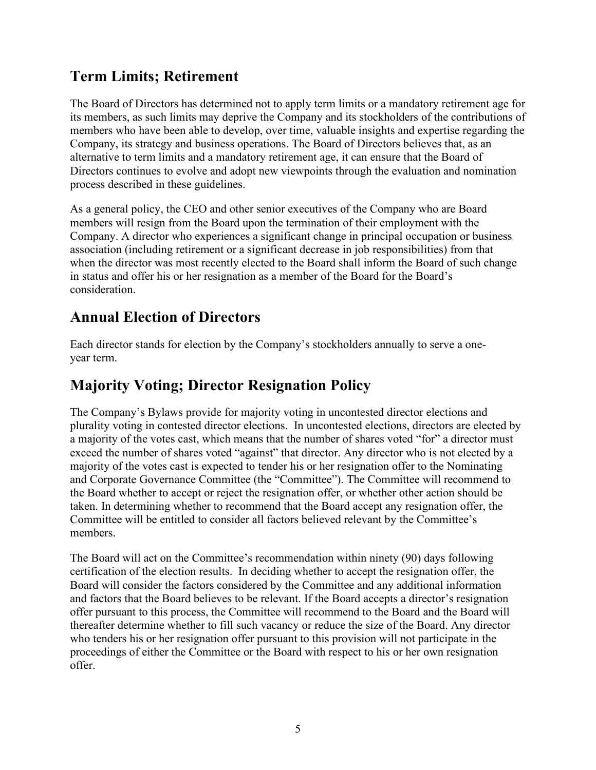## Term Limits; Retirement

The Board of Directors has determined not to apply term limits or a mandatory retirement age for its members, as such limits may deprive the Company and its stockholders of the contributions of members who have been able to develop, over time, valuable insights and expertise regarding the Company, its strategy and business operations. The Board of Directors believes that, as an alternative to term limits and a mandatory retirement age, it can ensure that the Board of Directors continues to evolve and adopt new viewpoints through the evaluation and nomination process described in these guidelines.

As a general policy, the CEO and other senior executives of the Company who are Board members will resign from the Board upon the termination of their employment with the Company. A director who experiences a significant change in principal occupation or business association (including retirement or a significant decrease in job responsibilities) from that when the director was most recently elected to the Board shall inform the Board of such change in status and offer his or her resignation as a member of the Board for the Board's consideration.

## Annual Election of Directors

Each director stands for election by the Company's stockholders annually to serve a one-year term.

## Majority Voting; Director Resignation Policy

The Company's Bylaws provide for majority voting in uncontested director elections and plurality voting in contested director elections. In uncontested elections, directors are elected by a majority of the votes cast, which means that the number of shares voted "for" a director must exceed the number of shares voted "against" that director. Any director who is not elected by a majority of the votes cast is expected to tender his or her resignation offer to the Nominating and Corporate Governance Committee (the "Committee"). The Committee will recommend to the Board whether to accept or reject the resignation offer, or whether other action should be taken. In determining whether to recommend that the Board accept any resignation offer, the Committee will be entitled to consider all factors believed relevant by the Committee's members.

The Board will act on the Committee's recommendation within ninety (90) days following certification of the election results. In deciding whether to accept the resignation offer, the Board will consider the factors considered by the Committee and any additional information and factors that the Board believes to be relevant. If the Board accepts a director's resignation offer pursuant to this process, the Committee will recommend to the Board and the Board will thereafter determine whether to fill such vacancy or reduce the size of the Board. Any director who tenders his or her resignation offer pursuant to this provision will not participate in the proceedings of either the Committee or the Board with respect to his or her own resignation offer.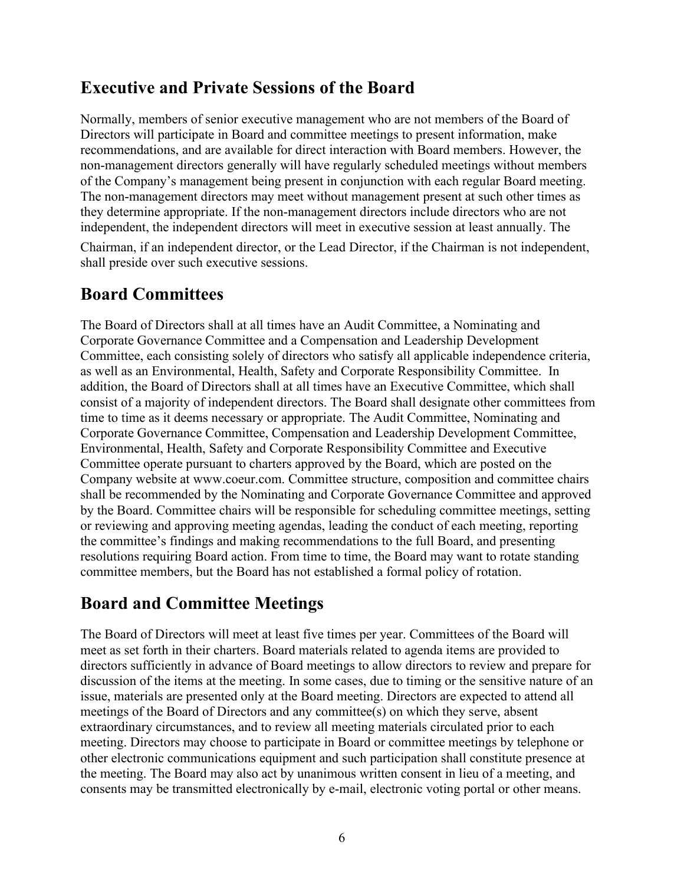## Executive and Private Sessions of the Board

Normally, members of senior executive management who are not members of the Board of Directors will participate in Board and committee meetings to present information, make recommendations, and are available for direct interaction with Board members. However, the non-management directors generally will have regularly scheduled meetings without members of the Company's management being present in conjunction with each regular Board meeting. The non-management directors may meet without management present at such other times as they determine appropriate. If the non-management directors include directors who are not independent, the independent directors will meet in executive session at least annually. The Chairman, if an independent director, or the Lead Director, if the Chairman is not independent, shall preside over such executive sessions.

## Board Committees

The Board of Directors shall at all times have an Audit Committee, a Nominating and Corporate Governance Committee and a Compensation and Leadership Development Committee, each consisting solely of directors who satisfy all applicable independence criteria, as well as an Environmental, Health, Safety and Corporate Responsibility Committee. In addition, the Board of Directors shall at all times have an Executive Committee, which shall consist of a majority of independent directors. The Board shall designate other committees from time to time as it deems necessary or appropriate. The Audit Committee, Nominating and Corporate Governance Committee, Compensation and Leadership Development Committee, Environmental, Health, Safety and Corporate Responsibility Committee and Executive Committee operate pursuant to charters approved by the Board, which are posted on the Company website at www.coeur.com. Committee structure, composition and committee chairs shall be recommended by the Nominating and Corporate Governance Committee and approved by the Board. Committee chairs will be responsible for scheduling committee meetings, setting or reviewing and approving meeting agendas, leading the conduct of each meeting, reporting the committee's findings and making recommendations to the full Board, and presenting resolutions requiring Board action. From time to time, the Board may want to rotate standing committee members, but the Board has not established a formal policy of rotation.

## Board and Committee Meetings

The Board of Directors will meet at least five times per year. Committees of the Board will meet as set forth in their charters. Board materials related to agenda items are provided to directors sufficiently in advance of Board meetings to allow directors to review and prepare for discussion of the items at the meeting. In some cases, due to timing or the sensitive nature of an issue, materials are presented only at the Board meeting. Directors are expected to attend all meetings of the Board of Directors and any committee(s) on which they serve, absent extraordinary circumstances, and to review all meeting materials circulated prior to each meeting. Directors may choose to participate in Board or committee meetings by telephone or other electronic communications equipment and such participation shall constitute presence at the meeting. The Board may also act by unanimous written consent in lieu of a meeting, and consents may be transmitted electronically by e-mail, electronic voting portal or other means.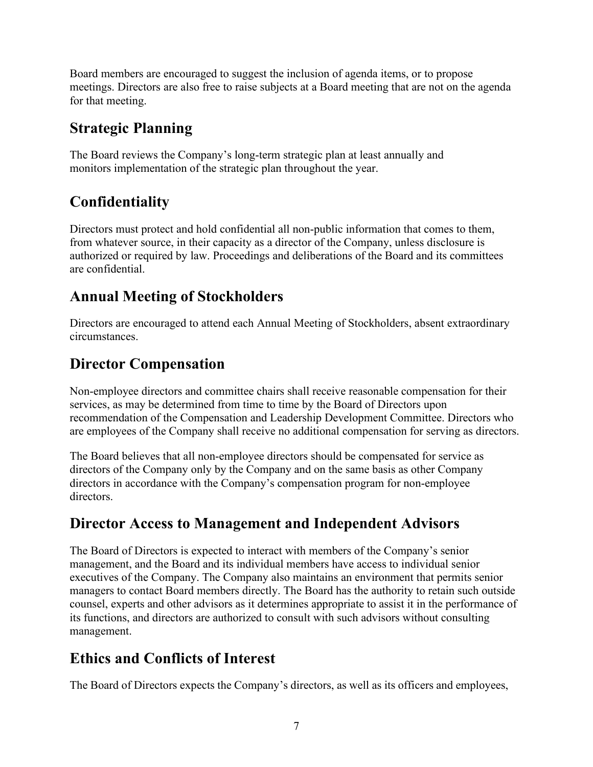Board members are encouraged to suggest the inclusion of agenda items, or to propose meetings. Directors are also free to raise subjects at a Board meeting that are not on the agenda for that meeting.

## Strategic Planning

The Board reviews the Company's long-term strategic plan at least annually and monitors implementation of the strategic plan throughout the year.

## Confidentiality

Directors must protect and hold confidential all non-public information that comes to them, from whatever source, in their capacity as a director of the Company, unless disclosure is authorized or required by law. Proceedings and deliberations of the Board and its committees are confidential.

## Annual Meeting of Stockholders

Directors are encouraged to attend each Annual Meeting of Stockholders, absent extraordinary circumstances.

## Director Compensation

Non-employee directors and committee chairs shall receive reasonable compensation for their services, as may be determined from time to time by the Board of Directors upon recommendation of the Compensation and Leadership Development Committee. Directors who are employees of the Company shall receive no additional compensation for serving as directors.

The Board believes that all non-employee directors should be compensated for service as directors of the Company only by the Company and on the same basis as other Company directors in accordance with the Company's compensation program for non-employee directors.

## Director Access to Management and Independent Advisors

The Board of Directors is expected to interact with members of the Company's senior management, and the Board and its individual members have access to individual senior executives of the Company. The Company also maintains an environment that permits senior managers to contact Board members directly. The Board has the authority to retain such outside counsel, experts and other advisors as it determines appropriate to assist it in the performance of its functions, and directors are authorized to consult with such advisors without consulting management.

## Ethics and Conflicts of Interest

The Board of Directors expects the Company's directors, as well as its officers and employees,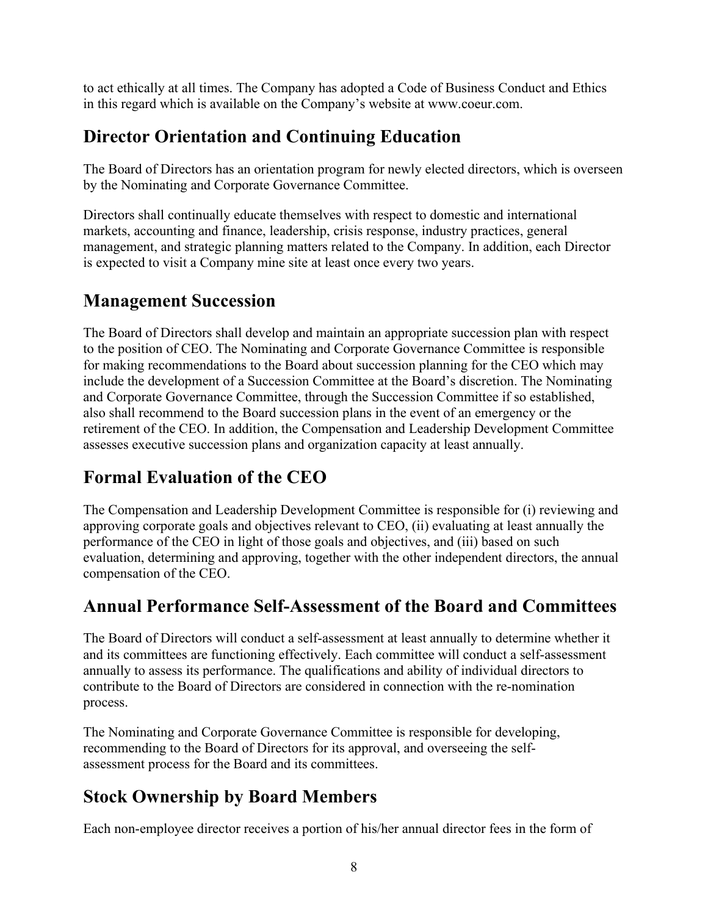to act ethically at all times. The Company has adopted a Code of Business Conduct and Ethics in this regard which is available on the Company's website at www.coeur.com.

## Director Orientation and Continuing Education

The Board of Directors has an orientation program for newly elected directors, which is overseen by the Nominating and Corporate Governance Committee.

Directors shall continually educate themselves with respect to domestic and international markets, accounting and finance, leadership, crisis response, industry practices, general management, and strategic planning matters related to the Company. In addition, each Director is expected to visit a Company mine site at least once every two years.

## Management Succession

The Board of Directors shall develop and maintain an appropriate succession plan with respect to the position of CEO. The Nominating and Corporate Governance Committee is responsible for making recommendations to the Board about succession planning for the CEO which may include the development of a Succession Committee at the Board's discretion. The Nominating and Corporate Governance Committee, through the Succession Committee if so established, also shall recommend to the Board succession plans in the event of an emergency or the retirement of the CEO. In addition, the Compensation and Leadership Development Committee assesses executive succession plans and organization capacity at least annually.

## Formal Evaluation of the CEO

The Compensation and Leadership Development Committee is responsible for (i) reviewing and approving corporate goals and objectives relevant to CEO, (ii) evaluating at least annually the performance of the CEO in light of those goals and objectives, and (iii) based on such evaluation, determining and approving, together with the other independent directors, the annual compensation of the CEO.

## Annual Performance Self-Assessment of the Board and Committees

The Board of Directors will conduct a self-assessment at least annually to determine whether it and its committees are functioning effectively. Each committee will conduct a self-assessment annually to assess its performance. The qualifications and ability of individual directors to contribute to the Board of Directors are considered in connection with the re-nomination process.

The Nominating and Corporate Governance Committee is responsible for developing, recommending to the Board of Directors for its approval, and overseeing the self-assessment process for the Board and its committees.

## Stock Ownership by Board Members

Each non-employee director receives a portion of his/her annual director fees in the form of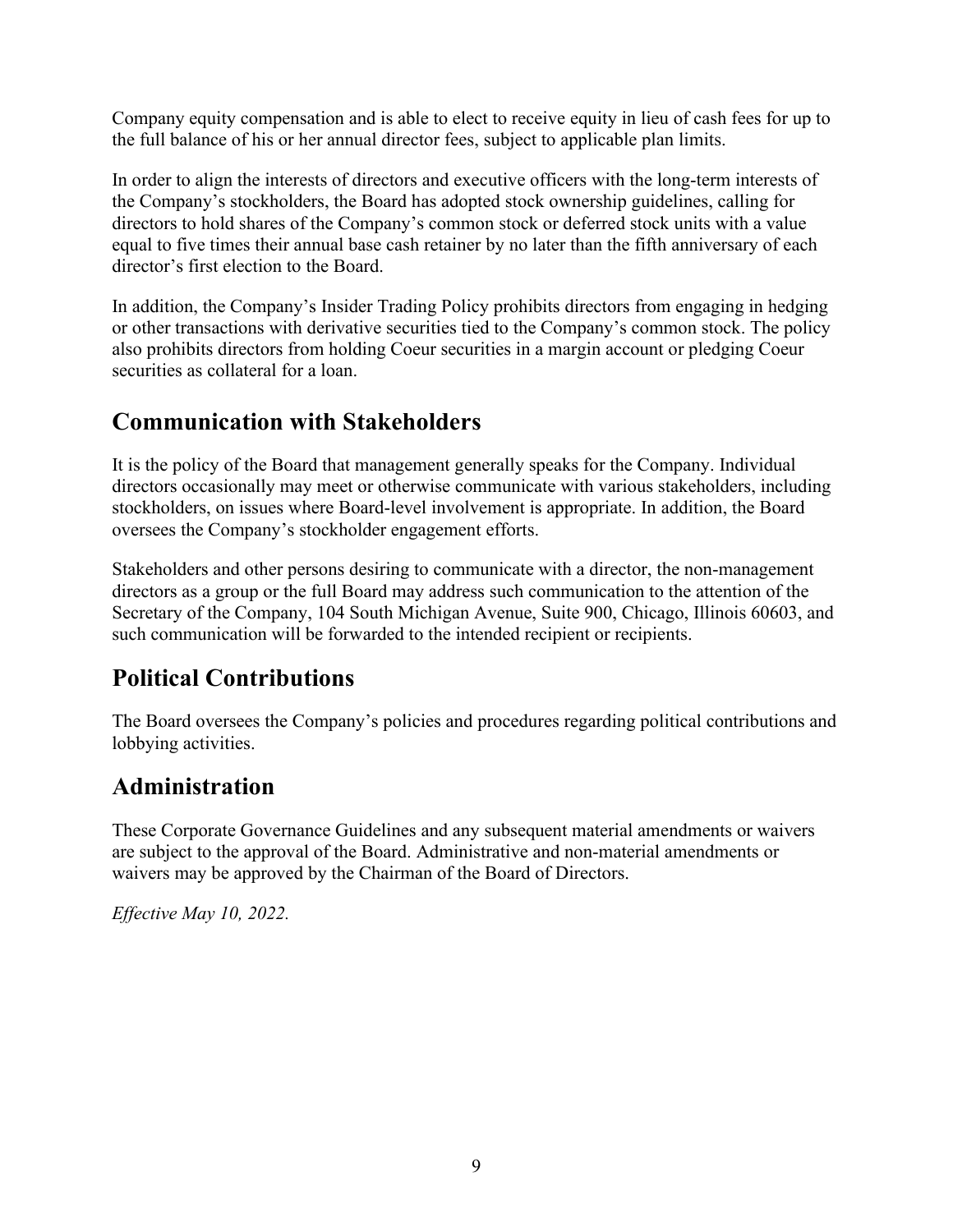Company equity compensation and is able to elect to receive equity in lieu of cash fees for up to the full balance of his or her annual director fees, subject to applicable plan limits.

In order to align the interests of directors and executive officers with the long-term interests of the Company's stockholders, the Board has adopted stock ownership guidelines, calling for directors to hold shares of the Company's common stock or deferred stock units with a value equal to five times their annual base cash retainer by no later than the fifth anniversary of each director's first election to the Board.

In addition, the Company's Insider Trading Policy prohibits directors from engaging in hedging or other transactions with derivative securities tied to the Company's common stock. The policy also prohibits directors from holding Coeur securities in a margin account or pledging Coeur securities as collateral for a loan.

## Communication with Stakeholders

It is the policy of the Board that management generally speaks for the Company. Individual directors occasionally may meet or otherwise communicate with various stakeholders, including stockholders, on issues where Board-level involvement is appropriate. In addition, the Board oversees the Company's stockholder engagement efforts.

Stakeholders and other persons desiring to communicate with a director, the non-management directors as a group or the full Board may address such communication to the attention of the Secretary of the Company, 104 South Michigan Avenue, Suite 900, Chicago, Illinois 60603, and such communication will be forwarded to the intended recipient or recipients.

## Political Contributions

The Board oversees the Company's policies and procedures regarding political contributions and lobbying activities.

## Administration

These Corporate Governance Guidelines and any subsequent material amendments or waivers are subject to the approval of the Board. Administrative and non-material amendments or waivers may be approved by the Chairman of the Board of Directors.

*Effective May 10, 2022.*